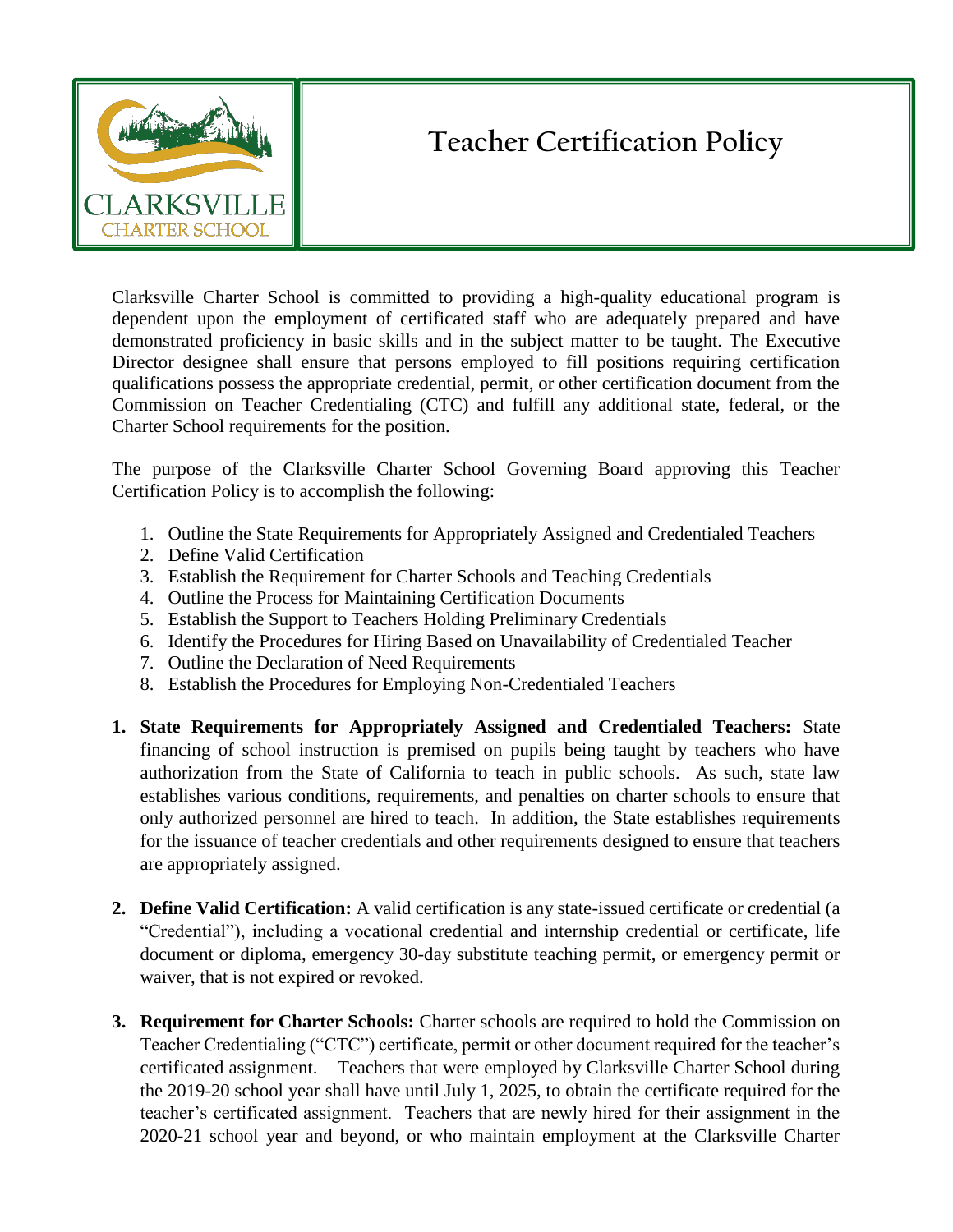# Teacher Certification Policy

Clarksville Charter School is committed to providing a high-quality educational program is dependent upon the employment of certificated staff who are adequately prepared and have demonstrated proficiency in basic skills and in the subject matter to be taught. The Executive Director designee shall ensure that persons employed to fill positions requiring certification qualifications possess the appropriate credential, permit, or other certification document from the Commission on Teacher Credentialing (CTC) and fulfill any additional state, federal, or the Charter School requirements for the position.

The purpose of the Clarksville Charter School Governing Board approving this Teacher Certification Policy is to accomplish the following:

1. Outline the State Requirements for Appropriately Assigned and Credentialed Teachers
2. Define Valid Certification
3. Establish the Requirement for Charter Schools and Teaching Credentials
4. Outline the Process for Maintaining Certification Documents
5. Establish the Support to Teachers Holding Preliminary Credentials
6. Identify the Procedures for Hiring Based on Unavailability of Credentialed Teacher
7. Outline the Declaration of Need Requirements
8. Establish the Procedures for Employing Non-Credentialed Teachers

1. **State Requirements for Appropriately Assigned and Credentialed Teachers:** State financing of school instruction is premised on pupils being taught by teachers who have authorization from the State of California to teach in public schools. As such, state law establishes various conditions, requirements, and penalties on charter schools to ensure that only authorized personnel are hired to teach. In addition, the State establishes requirements for the issuance of teacher credentials and other requirements designed to ensure that teachers are appropriately assigned.

2. **Define Valid Certification:** A valid certification is any state-issued certificate or credential (a "Credential"), including a vocational credential and internship credential or certificate, life document or diploma, emergency 30-day substitute teaching permit, or emergency permit or waiver, that is not expired or revoked.

3. **Requirement for Charter Schools:** Charter schools are required to hold the Commission on Teacher Credentialing ("CTC") certificate, permit or other document required for the teacher's certificated assignment. Teachers that were employed by Clarksville Charter School during the 2019-20 school year shall have until July 1, 2025, to obtain the certificate required for the teacher's certificated assignment. Teachers that are newly hired for their assignment in the 2020-21 school year and beyond, or who maintain employment at the Clarksville Charter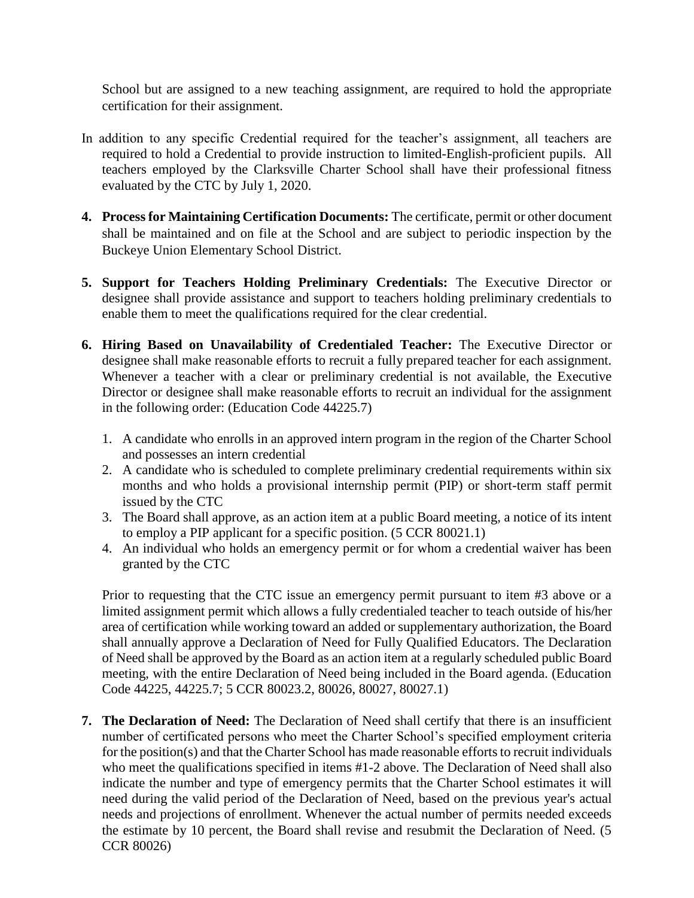School but are assigned to a new teaching assignment, are required to hold the appropriate certification for their assignment.

In addition to any specific Credential required for the teacher's assignment, all teachers are required to hold a Credential to provide instruction to limited-English-proficient pupils. All teachers employed by the Clarksville Charter School shall have their professional fitness evaluated by the CTC by July 1, 2020.

4. **Process for Maintaining Certification Documents:** The certificate, permit or other document shall be maintained and on file at the School and are subject to periodic inspection by the Buckeye Union Elementary School District.

5. **Support for Teachers Holding Preliminary Credentials:** The Executive Director or designee shall provide assistance and support to teachers holding preliminary credentials to enable them to meet the qualifications required for the clear credential.

6. **Hiring Based on Unavailability of Credentialed Teacher:** The Executive Director or designee shall make reasonable efforts to recruit a fully prepared teacher for each assignment. Whenever a teacher with a clear or preliminary credential is not available, the Executive Director or designee shall make reasonable efforts to recruit an individual for the assignment in the following order: (Education Code 44225.7)

   1. A candidate who enrolls in an approved intern program in the region of the Charter School and possesses an intern credential
   2. A candidate who is scheduled to complete preliminary credential requirements within six months and who holds a provisional internship permit (PIP) or short-term staff permit issued by the CTC
   3. The Board shall approve, as an action item at a public Board meeting, a notice of its intent to employ a PIP applicant for a specific position. (5 CCR 80021.1)
   4. An individual who holds an emergency permit or for whom a credential waiver has been granted by the CTC

   Prior to requesting that the CTC issue an emergency permit pursuant to item #3 above or a limited assignment permit which allows a fully credentialed teacher to teach outside of his/her area of certification while working toward an added or supplementary authorization, the Board shall annually approve a Declaration of Need for Fully Qualified Educators. The Declaration of Need shall be approved by the Board as an action item at a regularly scheduled public Board meeting, with the entire Declaration of Need being included in the Board agenda. (Education Code 44225, 44225.7; 5 CCR 80023.2, 80026, 80027, 80027.1)

7. **The Declaration of Need:** The Declaration of Need shall certify that there is an insufficient number of certificated persons who meet the Charter School's specified employment criteria for the position(s) and that the Charter School has made reasonable efforts to recruit individuals who meet the qualifications specified in items #1-2 above. The Declaration of Need shall also indicate the number and type of emergency permits that the Charter School estimates it will need during the valid period of the Declaration of Need, based on the previous year's actual needs and projections of enrollment. Whenever the actual number of permits needed exceeds the estimate by 10 percent, the Board shall revise and resubmit the Declaration of Need. (5 CCR 80026)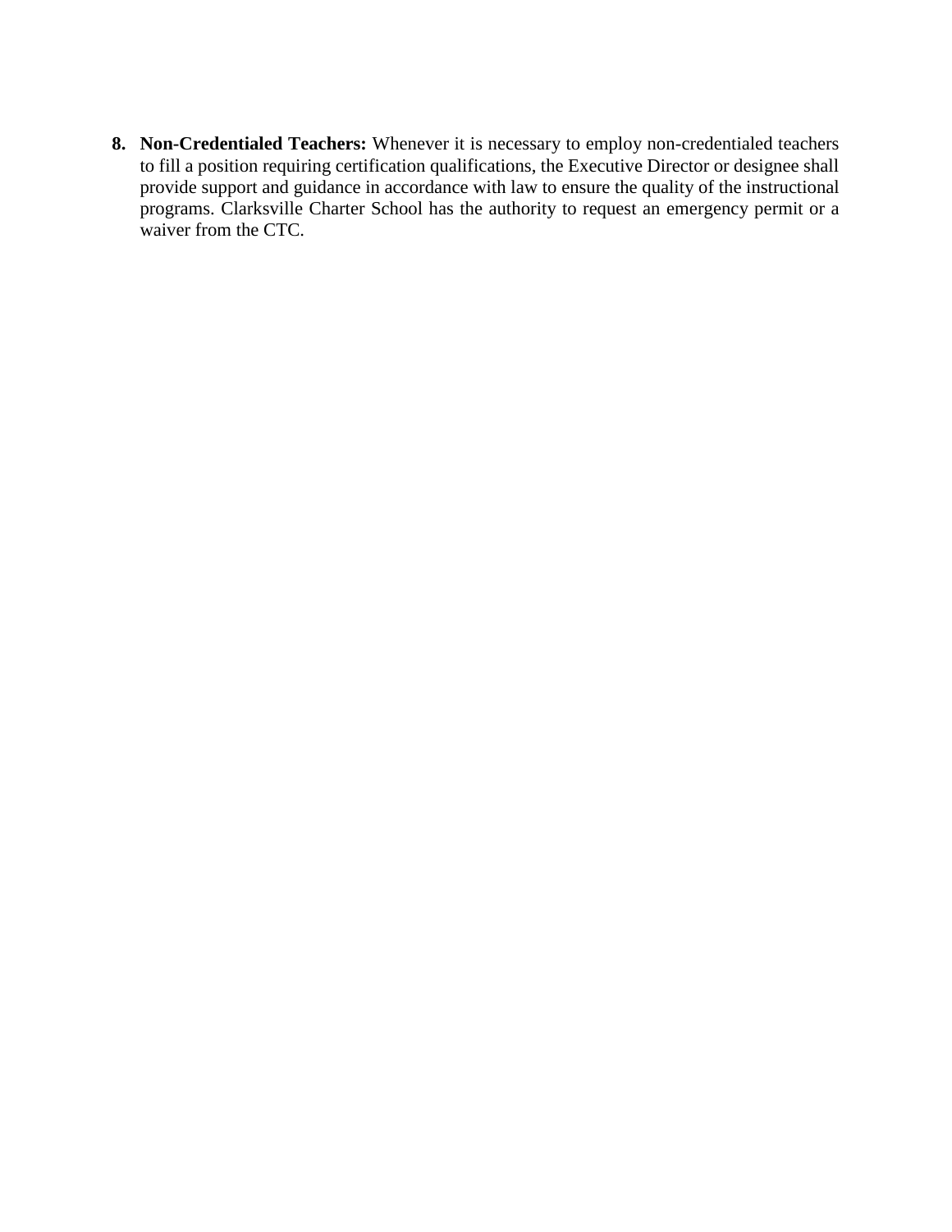8. **Non-Credentialed Teachers:** Whenever it is necessary to employ non-credentialed teachers to fill a position requiring certification qualifications, the Executive Director or designee shall provide support and guidance in accordance with law to ensure the quality of the instructional programs. Clarksville Charter School has the authority to request an emergency permit or a waiver from the CTC.